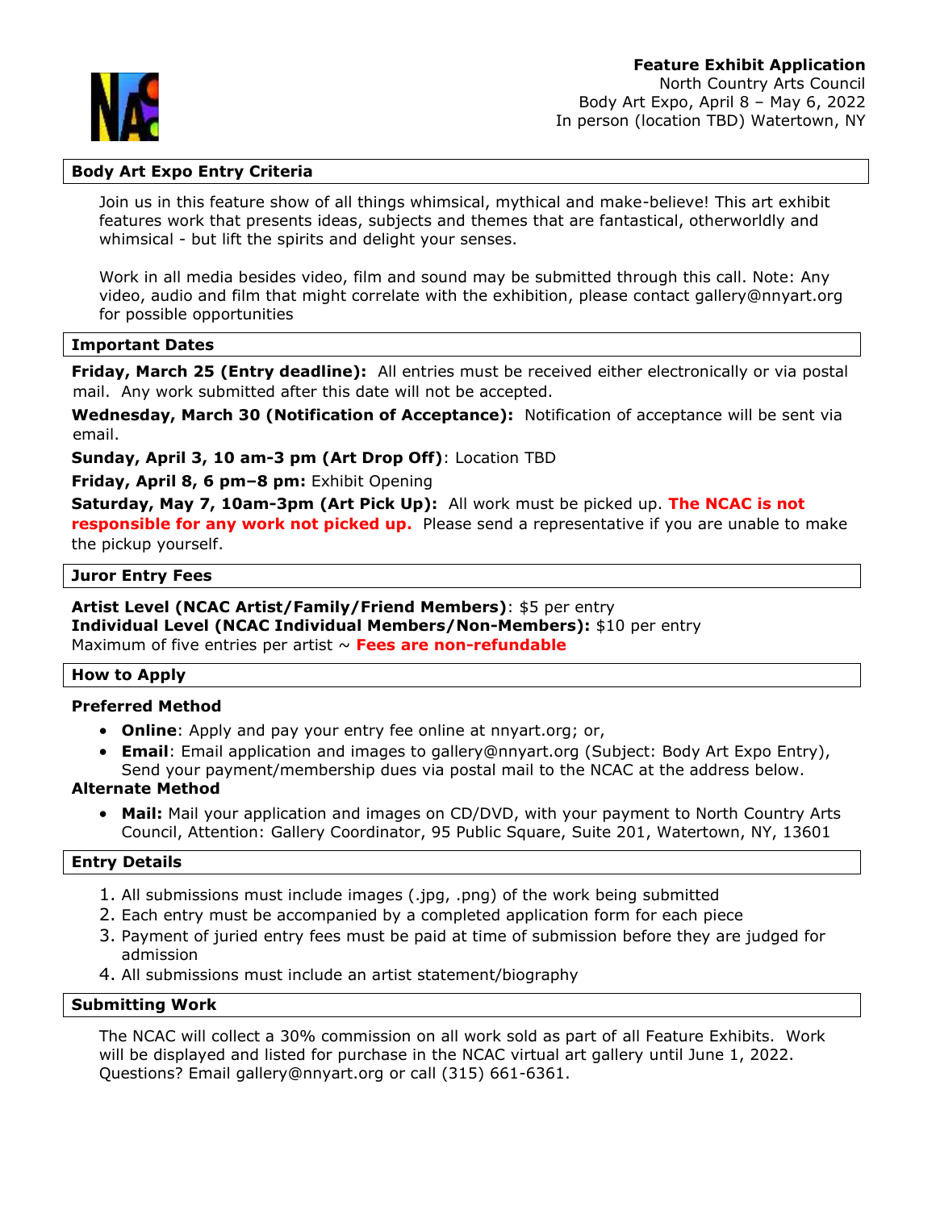**Feature Exhibit Application**
North Country Arts Council
Body Art Expo, April 8 – May 6, 2022
In person (location TBD) Watertown, NY

## Body Art Expo Entry Criteria

Join us in this feature show of all things whimsical, mythical and make-believe! This art exhibit features work that presents ideas, subjects and themes that are fantastical, otherworldly and whimsical - but lift the spirits and delight your senses.

Work in all media besides video, film and sound may be submitted through this call. Note: Any video, audio and film that might correlate with the exhibition, please contact gallery@nnyart.org for possible opportunities

## Important Dates

**Friday, March 25 (Entry deadline):** All entries must be received either electronically or via postal mail. Any work submitted after this date will not be accepted.

**Wednesday, March 30 (Notification of Acceptance):** Notification of acceptance will be sent via email.

**Sunday, April 3, 10 am-3 pm (Art Drop Off)**: Location TBD

**Friday, April 8, 6 pm–8 pm:** Exhibit Opening

**Saturday, May 7, 10am-3pm (Art Pick Up):** All work must be picked up. **The NCAC is not responsible for any work not picked up.** Please send a representative if you are unable to make the pickup yourself.

## Juror Entry Fees

**Artist Level (NCAC Artist/Family/Friend Members)**: $5 per entry
**Individual Level (NCAC Individual Members/Non-Members):** $10 per entry
Maximum of five entries per artist ~ **Fees are non-refundable**

## How to Apply

### Preferred Method

- **Online**: Apply and pay your entry fee online at nnyart.org; or,
- **Email**: Email application and images to gallery@nnyart.org (Subject: Body Art Expo Entry), Send your payment/membership dues via postal mail to the NCAC at the address below.

### Alternate Method

- **Mail:** Mail your application and images on CD/DVD, with your payment to North Country Arts Council, Attention: Gallery Coordinator, 95 Public Square, Suite 201, Watertown, NY, 13601

## Entry Details

1. All submissions must include images (.jpg, .png) of the work being submitted
2. Each entry must be accompanied by a completed application form for each piece
3. Payment of juried entry fees must be paid at time of submission before they are judged for admission
4. All submissions must include an artist statement/biography

## Submitting Work

The NCAC will collect a 30% commission on all work sold as part of all Feature Exhibits. Work will be displayed and listed for purchase in the NCAC virtual art gallery until June 1, 2022. Questions? Email gallery@nnyart.org or call (315) 661-6361.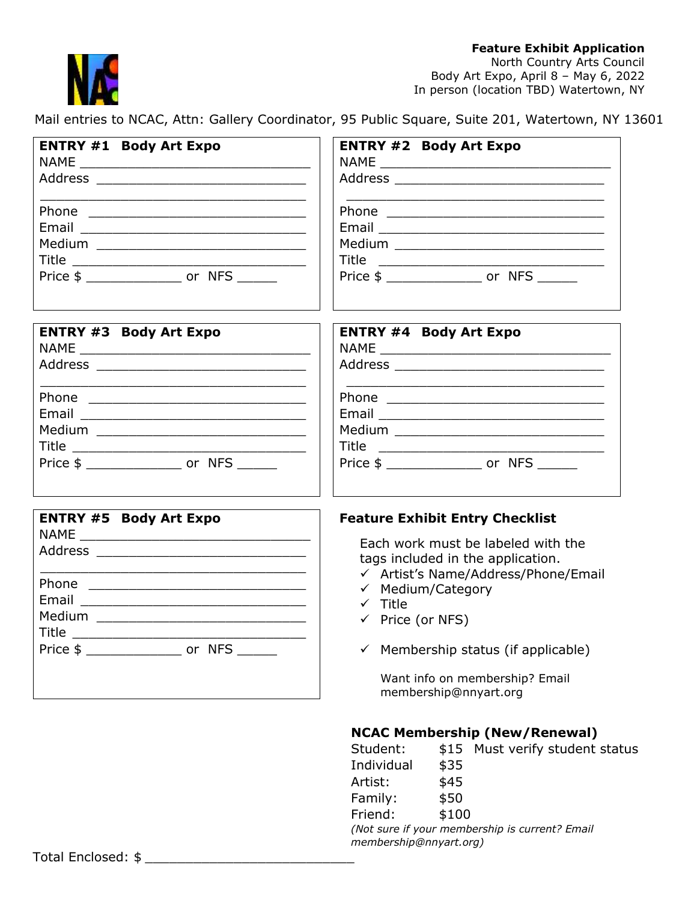**Feature Exhibit Application**
North Country Arts Council
Body Art Expo, April 8 – May 6, 2022
In person (location TBD) Watertown, NY

Mail entries to NCAC, Attn: Gallery Coordinator, 95 Public Square, Suite 201, Watertown, NY 13601

**ENTRY #1 Body Art Expo**
NAME ________________________________
Address ______________________________
____________________________________
Phone ______________________________
Email _______________________________
Medium ______________________________
Title ________________________________
Price $ ____________ or NFS _____

**ENTRY #2 Body Art Expo**
NAME ________________________________
Address ______________________________
____________________________________
Phone ______________________________
Email _______________________________
Medium ______________________________
Title ________________________________
Price $ ____________ or NFS _____

**ENTRY #3 Body Art Expo**
NAME ________________________________
Address ______________________________
____________________________________
Phone ______________________________
Email _______________________________
Medium ______________________________
Title ________________________________
Price $ ____________ or NFS _____

**ENTRY #4 Body Art Expo**
NAME ________________________________
Address ______________________________
____________________________________
Phone ______________________________
Email _______________________________
Medium ______________________________
Title ________________________________
Price $ ____________ or NFS _____

**ENTRY #5 Body Art Expo**
NAME ________________________________
Address ______________________________
____________________________________
Phone ______________________________
Email _______________________________
Medium ______________________________
Title ________________________________
Price $ ____________ or NFS _____

**Feature Exhibit Entry Checklist**

Each work must be labeled with the tags included in the application.

- ✓ Artist's Name/Address/Phone/Email
- ✓ Medium/Category
- ✓ Title
- ✓ Price (or NFS)
- ✓ Membership status (if applicable)

Want info on membership? Email membership@nnyart.org

**NCAC Membership (New/Renewal)**

| | | |
|---|---|---|
| Student: | $15 | Must verify student status |
| Individual | $35 | |
| Artist: | $45 | |
| Family: | $50 | |
| Friend: | $100 | |

*(Not sure if your membership is current? Email membership@nnyart.org)*

Total Enclosed: $ __________________________